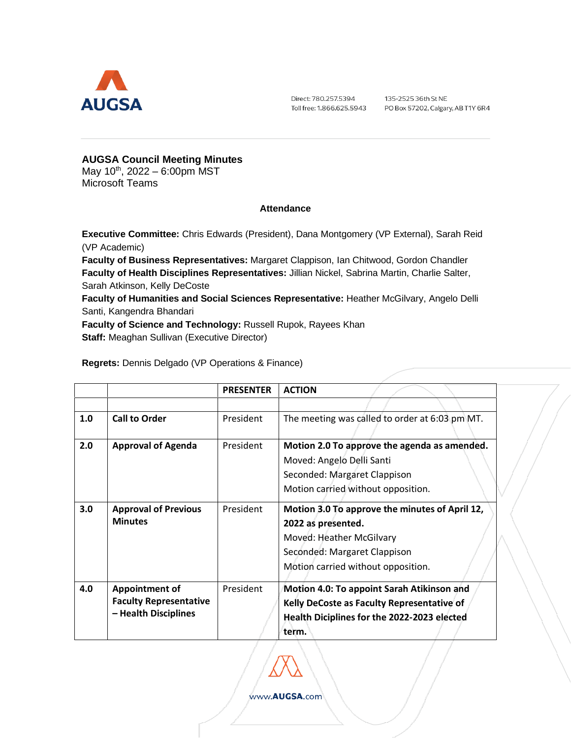AUGSA

Direct: 780.257.5394
Toll free: 1.866.625.5943

135-2525 36th St NE
PO Box 57202, Calgary, AB T1Y 6R4

# AUGSA Council Meeting Minutes

May 10th, 2022 – 6:00pm MST
Microsoft Teams

## Attendance

**Executive Committee:** Chris Edwards (President), Dana Montgomery (VP External), Sarah Reid (VP Academic)
**Faculty of Business Representatives:** Margaret Clappison, Ian Chitwood, Gordon Chandler
**Faculty of Health Disciplines Representatives:** Jillian Nickel, Sabrina Martin, Charlie Salter, Sarah Atkinson, Kelly DeCoste
**Faculty of Humanities and Social Sciences Representative:** Heather McGilvary, Angelo Delli Santi, Kangendra Bhandari
**Faculty of Science and Technology:** Russell Rupok, Rayees Khan
**Staff:** Meaghan Sullivan (Executive Director)

**Regrets:** Dennis Delgado (VP Operations & Finance)

| | | PRESENTER | ACTION |
|---|---|---|---|
| | | | |
| **1.0** | **Call to Order** | President | The meeting was called to order at 6:03 pm MT. |
| **2.0** | **Approval of Agenda** | President | **Motion 2.0 To approve the agenda as amended.**<br>Moved: Angelo Delli Santi<br>Seconded: Margaret Clappison<br>Motion carried without opposition. |
| **3.0** | **Approval of Previous Minutes** | President | **Motion 3.0 To approve the minutes of April 12, 2022 as presented.**<br>Moved: Heather McGilvary<br>Seconded: Margaret Clappison<br>Motion carried without opposition. |
| **4.0** | **Appointment of Faculty Representative – Health Disciplines** | President | **Motion 4.0: To appoint Sarah Atikinson and Kelly DeCoste as Faculty Representative of Health Diciplines for the 2022-2023 elected term.** |

www.AUGSA.com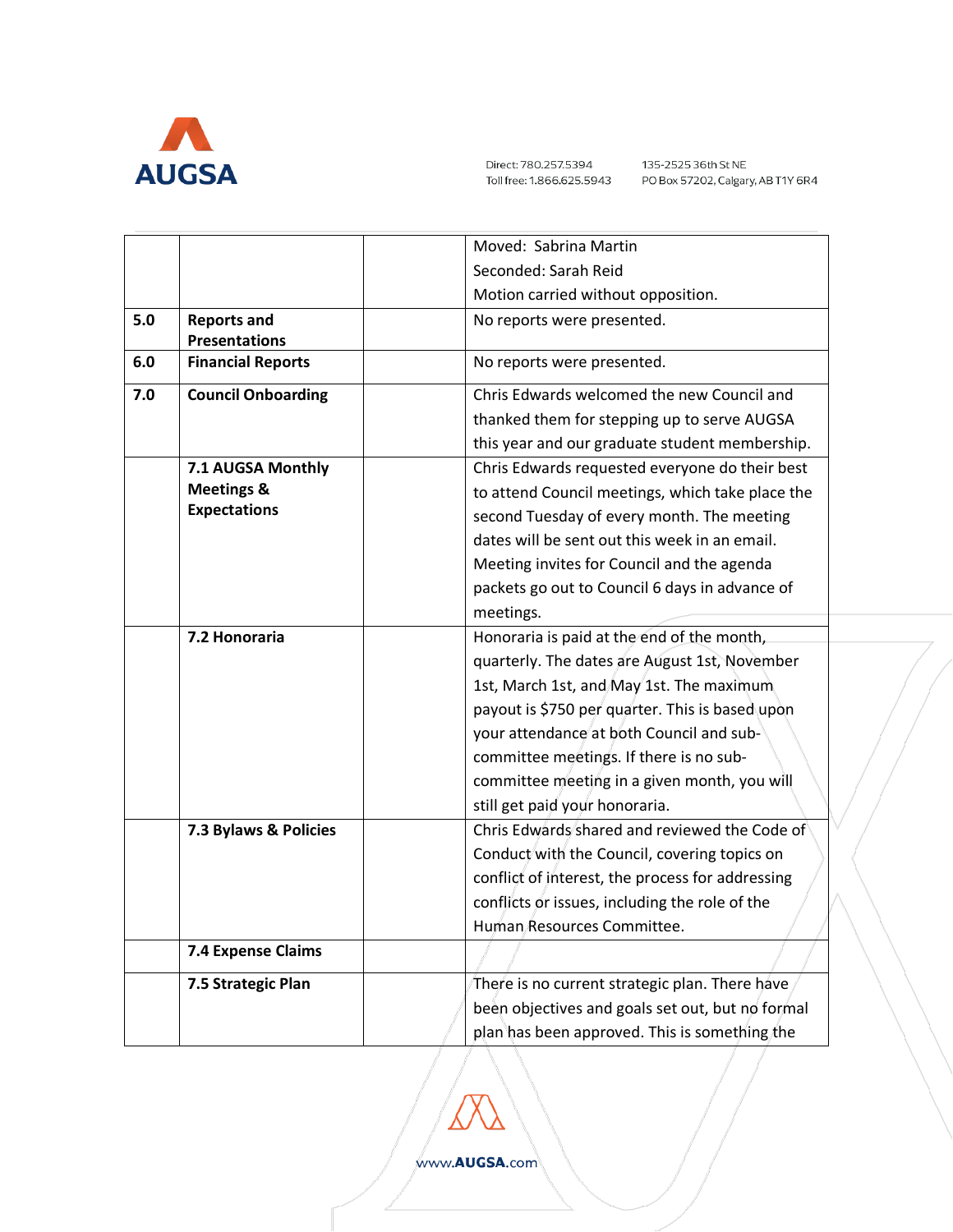| | | | |
|---|---|---|---|
| | | | Moved: Sabrina Martin<br>Seconded: Sarah Reid<br>Motion carried without opposition. |
| 5.0 | **Reports and Presentations** | | No reports were presented. |
| 6.0 | **Financial Reports** | | No reports were presented. |
| 7.0 | **Council Onboarding** | | Chris Edwards welcomed the new Council and thanked them for stepping up to serve AUGSA this year and our graduate student membership. |
| | **7.1 AUGSA Monthly Meetings & Expectations** | | Chris Edwards requested everyone do their best to attend Council meetings, which take place the second Tuesday of every month. The meeting dates will be sent out this week in an email. Meeting invites for Council and the agenda packets go out to Council 6 days in advance of meetings. |
| | **7.2 Honoraria** | | Honoraria is paid at the end of the month, quarterly. The dates are August 1st, November 1st, March 1st, and May 1st. The maximum payout is $750 per quarter. This is based upon your attendance at both Council and sub-committee meetings. If there is no sub-committee meeting in a given month, you will still get paid your honoraria. |
| | **7.3 Bylaws & Policies** | | Chris Edwards shared and reviewed the Code of Conduct with the Council, covering topics on conflict of interest, the process for addressing conflicts or issues, including the role of the Human Resources Committee. |
| | **7.4 Expense Claims** | | |
| | **7.5 Strategic Plan** | | There is no current strategic plan. There have been objectives and goals set out, but no formal plan has been approved. This is something the |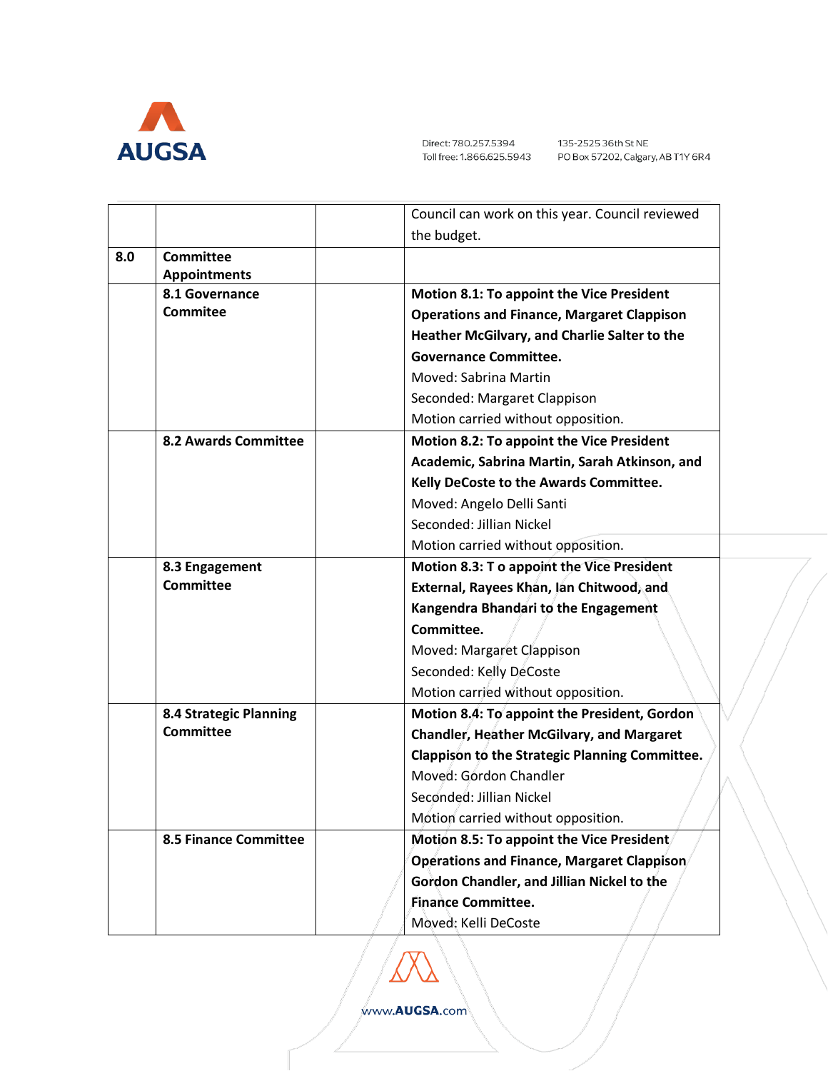| | | | |
|---|---|---|---|
| | | | Council can work on this year. Council reviewed the budget. |
| **8.0** | **Committee Appointments** | | |
| | **8.1 Governance Commitee** | | **Motion 8.1: To appoint the Vice President Operations and Finance, Margaret Clappison Heather McGilvary, and Charlie Salter to the Governance Committee.**<br>Moved: Sabrina Martin<br>Seconded: Margaret Clappison<br>Motion carried without opposition. |
| | **8.2 Awards Committee** | | **Motion 8.2: To appoint the Vice President Academic, Sabrina Martin, Sarah Atkinson, and Kelly DeCoste to the Awards Committee.**<br>Moved: Angelo Delli Santi<br>Seconded: Jillian Nickel<br>Motion carried without opposition. |
| | **8.3 Engagement Committee** | | **Motion 8.3: T o appoint the Vice President External, Rayees Khan, Ian Chitwood, and Kangendra Bhandari to the Engagement Committee.**<br>Moved: Margaret Clappison<br>Seconded: Kelly DeCoste<br>Motion carried without opposition. |
| | **8.4 Strategic Planning Committee** | | **Motion 8.4: To appoint the President, Gordon Chandler, Heather McGilvary, and Margaret Clappison to the Strategic Planning Committee.**<br>Moved: Gordon Chandler<br>Seconded: Jillian Nickel<br>Motion carried without opposition. |
| | **8.5 Finance Committee** | | **Motion 8.5: To appoint the Vice President Operations and Finance, Margaret Clappison Gordon Chandler, and Jillian Nickel to the Finance Committee.**<br>Moved: Kelli DeCoste |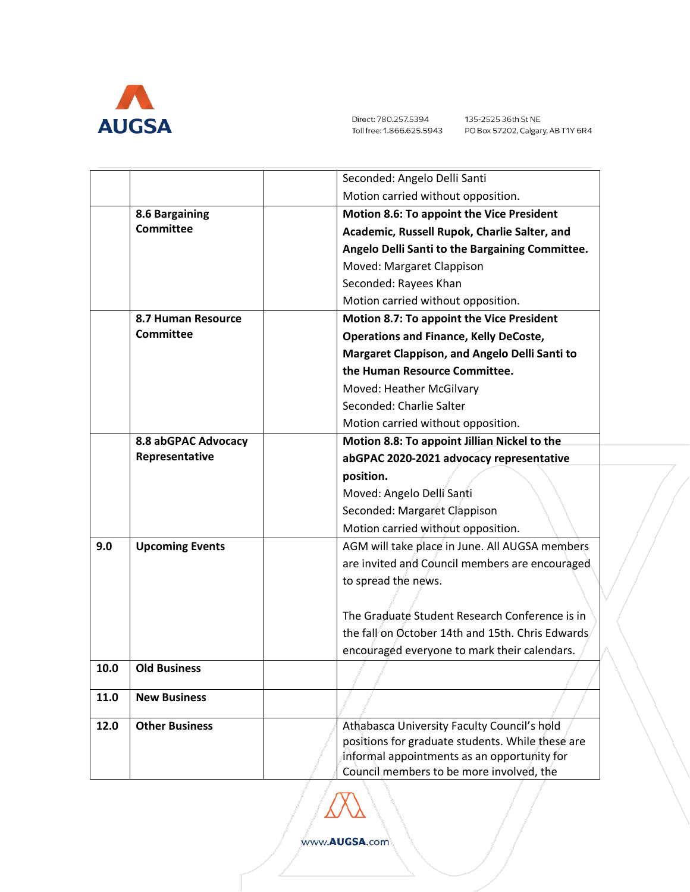| | | | |
|---|---|---|---|
| | | | Seconded: Angelo Delli Santi<br>Motion carried without opposition. |
| | **8.6 Bargaining Committee** | | **Motion 8.6: To appoint the Vice President Academic, Russell Rupok, Charlie Salter, and Angelo Delli Santi to the Bargaining Committee.**<br>Moved: Margaret Clappison<br>Seconded: Rayees Khan<br>Motion carried without opposition. |
| | **8.7 Human Resource Committee** | | **Motion 8.7: To appoint the Vice President Operations and Finance, Kelly DeCoste, Margaret Clappison, and Angelo Delli Santi to the Human Resource Committee.**<br>Moved: Heather McGilvary<br>Seconded: Charlie Salter<br>Motion carried without opposition. |
| | **8.8 abGPAC Advocacy Representative** | | **Motion 8.8: To appoint Jillian Nickel to the abGPAC 2020-2021 advocacy representative position.**<br>Moved: Angelo Delli Santi<br>Seconded: Margaret Clappison<br>Motion carried without opposition. |
| **9.0** | **Upcoming Events** | | AGM will take place in June. All AUGSA members are invited and Council members are encouraged to spread the news.<br><br>The Graduate Student Research Conference is in the fall on October 14th and 15th. Chris Edwards encouraged everyone to mark their calendars. |
| **10.0** | **Old Business** | | |
| **11.0** | **New Business** | | |
| **12.0** | **Other Business** | | Athabasca University Faculty Council's hold positions for graduate students. While these are informal appointments as an opportunity for Council members to be more involved, the |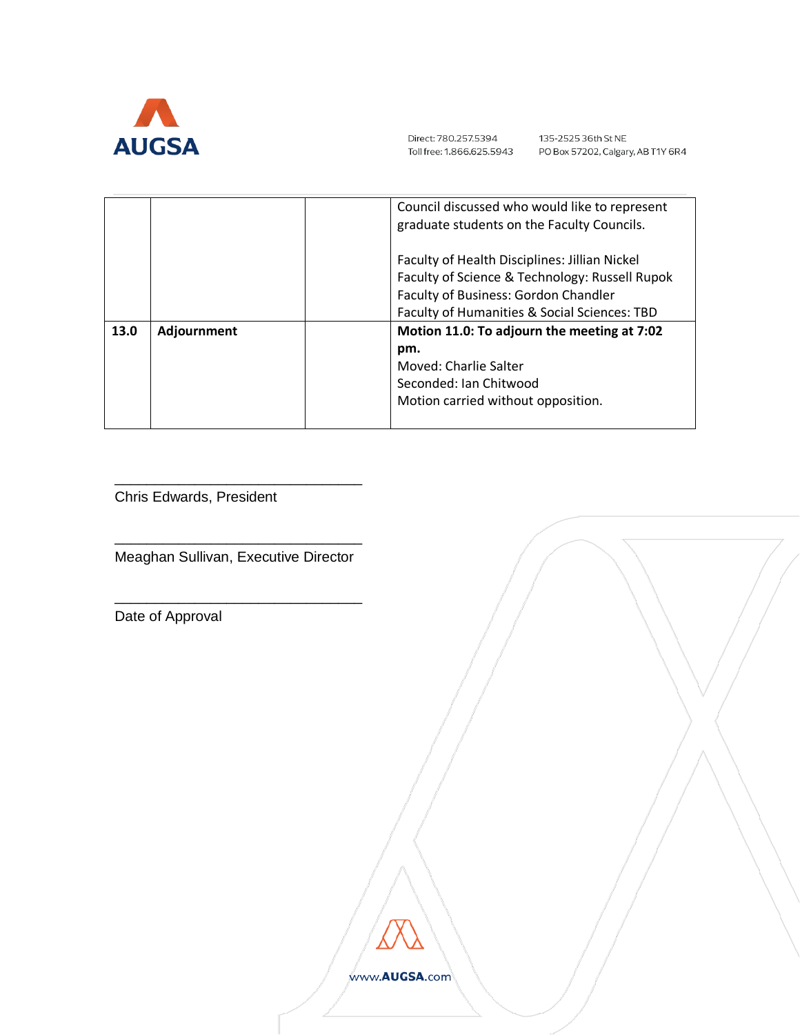| | | | |
|---|---|---|---|
| | | | Council discussed who would like to represent graduate students on the Faculty Councils.<br><br>Faculty of Health Disciplines: Jillian Nickel<br>Faculty of Science & Technology: Russell Rupok<br>Faculty of Business: Gordon Chandler<br>Faculty of Humanities & Social Sciences: TBD |
| **13.0** | **Adjournment** | | **Motion 11.0: To adjourn the meeting at 7:02 pm.**<br>Moved: Charlie Salter<br>Seconded: Ian Chitwood<br>Motion carried without opposition. |

\_\_\_\_\_\_\_\_\_\_\_\_\_\_\_\_\_\_\_\_\_\_\_\_\_\_\_\_\_\_\_\_

Chris Edwards, President

\_\_\_\_\_\_\_\_\_\_\_\_\_\_\_\_\_\_\_\_\_\_\_\_\_\_\_\_\_\_\_\_

Meaghan Sullivan, Executive Director

\_\_\_\_\_\_\_\_\_\_\_\_\_\_\_\_\_\_\_\_\_\_\_\_\_\_\_\_\_\_\_\_

Date of Approval